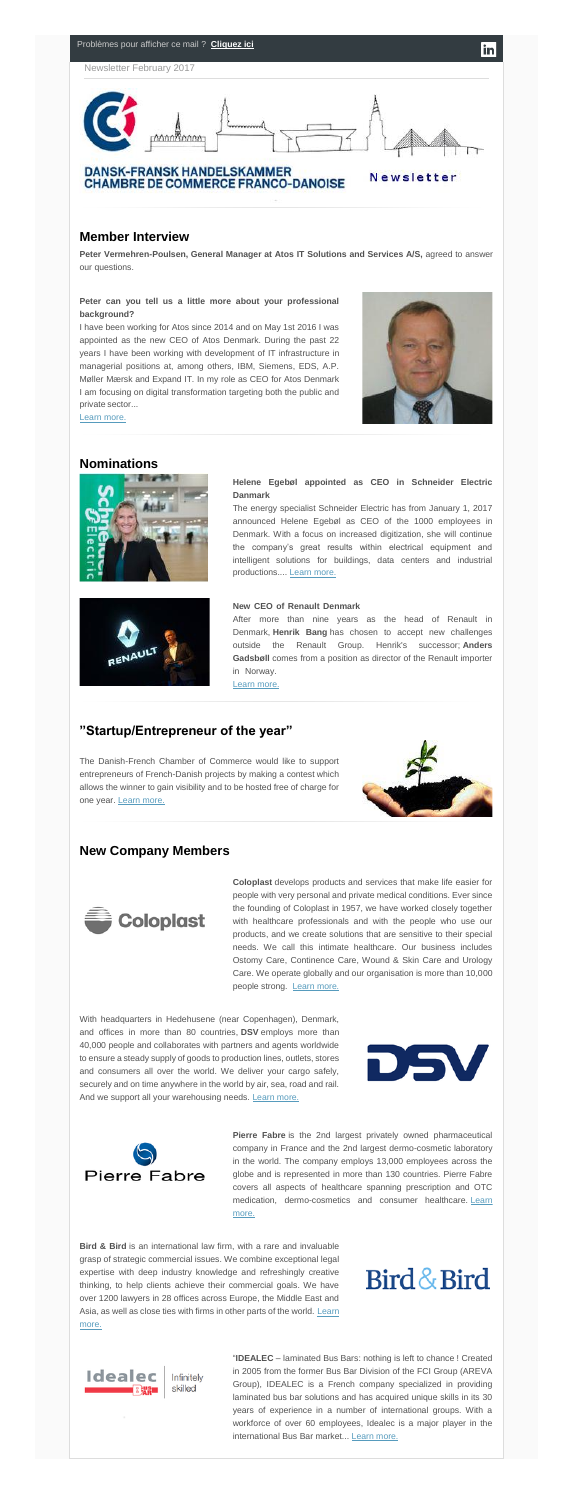Problèmes pour afficher ce mail ? **Cliquez ici**

Newsletter February 2017

DANSK-FRANSK HANDELSKAMMER
CHAMBRE DE COMMERCE FRANCO-DANOISE

Newsletter

## Member Interview

**Peter Vermehren-Poulsen, General Manager at Atos IT Solutions and Services A/S,** agreed to answer our questions.

**Peter can you tell us a little more about your professional background?**

I have been working for Atos since 2014 and on May 1st 2016 I was appointed as the new CEO of Atos Denmark. During the past 22 years I have been working with development of IT infrastructure in managerial positions at, among others, IBM, Siemens, EDS, A.P. Møller Mærsk and Expand IT. In my role as CEO for Atos Denmark I am focusing on digital transformation targeting both the public and private sector...

Learn more.

## Nominations

**Helene Egebøl appointed as CEO in Schneider Electric Danmark**

The energy specialist Schneider Electric has from January 1, 2017 announced Helene Egebøl as CEO of the 1000 employees in Denmark. With a focus on increased digitization, she will continue the company's great results within electrical equipment and intelligent solutions for buildings, data centers and industrial productions.... Learn more.

**New CEO of Renault Denmark**

After more than nine years as the head of Renault in Denmark, **Henrik Bang** has chosen to accept new challenges outside the Renault Group. Henrik's successor; **Anders Gadsbøll** comes from a position as director of the Renault importer in Norway.

Learn more.

## "Startup/Entrepreneur of the year"

The Danish-French Chamber of Commerce would like to support entrepreneurs of French-Danish projects by making a contest which allows the winner to gain visibility and to be hosted free of charge for one year. Learn more.

## New Company Members

**Coloplast** develops products and services that make life easier for people with very personal and private medical conditions. Ever since the founding of Coloplast in 1957, we have worked closely together with healthcare professionals and with the people who use our products, and we create solutions that are sensitive to their special needs. We call this intimate healthcare. Our business includes Ostomy Care, Continence Care, Wound & Skin Care and Urology Care. We operate globally and our organisation is more than 10,000 people strong. Learn more.

With headquarters in Hedehusene (near Copenhagen), Denmark, and offices in more than 80 countries, **DSV** employs more than 40,000 people and collaborates with partners and agents worldwide to ensure a steady supply of goods to production lines, outlets, stores and consumers all over the world. We deliver your cargo safely, securely and on time anywhere in the world by air, sea, road and rail. And we support all your warehousing needs. Learn more.

**Pierre Fabre** is the 2nd largest privately owned pharmaceutical company in France and the 2nd largest dermo-cosmetic laboratory in the world. The company employs 13,000 employees across the globe and is represented in more than 130 countries. Pierre Fabre covers all aspects of healthcare spanning prescription and OTC medication, dermo-cosmetics and consumer healthcare. Learn more.

**Bird & Bird** is an international law firm, with a rare and invaluable grasp of strategic commercial issues. We combine exceptional legal expertise with deep industry knowledge and refreshingly creative thinking, to help clients achieve their commercial goals. We have over 1200 lawyers in 28 offices across Europe, the Middle East and Asia, as well as close ties with firms in other parts of the world. Learn more.

"**IDEALEC** – laminated Bus Bars: nothing is left to chance ! Created in 2005 from the former Bus Bar Division of the FCI Group (AREVA Group), IDEALEC is a French company specialized in providing laminated bus bar solutions and has acquired unique skills in its 30 years of experience in a number of international groups. With a workforce of over 60 employees, Idealec is a major player in the international Bus Bar market... Learn more.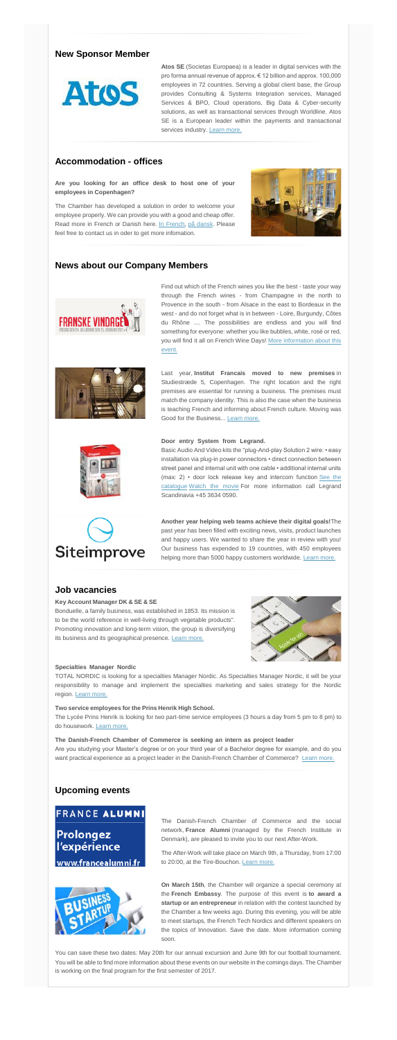## New Sponsor Member

**Atos SE** (Societas Europaea) is a leader in digital services with the pro forma annual revenue of approx. € 12 billion and approx. 100,000 employees in 72 countries. Serving a global client base, the Group provides Consulting & Systems Integration services, Managed Services & BPO, Cloud operations, Big Data & Cyber-security solutions, as well as transactional services through Worldline. Atos SE is a European leader within the payments and transactional services industry. Learn more.

## Accommodation - offices

**Are you looking for an office desk to host one of your employees in Copenhagen?**

The Chamber has developed a solution in order to welcome your employee properly. We can provide you with a good and cheap offer. Read more in French or Danish here. In French, på dansk. Please feel free to contact us in oder to get more infomation.

## News about our Company Members

Find out which of the French wines you like the best - taste your way through the French wines - from Champagne in the north to Provence in the south - from Alsace in the east to Bordeaux in the west - and do not forget what is in between - Loire, Burgundy, Côtes du Rhône .... The possibilities are endless and you will find something for everyone: whether you like bubbles, white, rosé or red, you will find it all on French Wine Days! More information about this event.

Last year, **Institut Francais moved to new premises** in Studiestræde 5, Copenhagen. The right location and the right premises are essential for running a business. The premises must match the company identity. This is also the case when the business is teaching French and informing about French culture. Moving was Good for the Business... Learn more.

**Door entry System from Legrand.**

Basic Audio And Video kits the "plug-And-play Solution 2 wire: • easy installation via plug-in power connectors • direct connection between street panel and internal unit with one cable • additional internal units (max: 2) • door lock release key and intercom function See the catalogue Watch the movie For more information call Legrand Scandinavia +45 3634 0590.

**Another year helping web teams achieve their digital goals!** The past year has been filled with exciting news, visits, product launches and happy users. We wanted to share the year in review with you! Our business has expended to 19 countries, with 450 employees helping more than 5000 happy customers worldwide. Learn more.

## Job vacancies

**Key Account Manager DK & SE & SE**

Bonduelle, a family business, was established in 1853. Its mission is to be the world reference in well-living through vegetable products". Promoting innovation and long-term vision, the group is diversifying its business and its geographical presence. Learn more.

**Specialties Manager Nordic**

TOTAL NORDIC is looking for a specialties Manager Nordic. As Specialties Manager Nordic, it will be your responsibility to manage and implement the specialties marketing and sales strategy for the Nordic region. Learn more.

**Two service employees for the Prins Henrik High School.**

The Lycée Prins Henrik is looking for two part-time service employees (3 hours a day from 5 pm to 8 pm) to do housework. Learn more.

**The Danish-French Chamber of Commerce is seeking an intern as project leader**

Are you studying your Master's degree or on your third year of a Bachelor degree for example, and do you want practical experience as a project leader in the Danish-French Chamber of Commerce? Learn more.

## Upcoming events

FRANCE ALUMNI
Prolongez l'expérience
www.francealumni.fr

The Danish-French Chamber of Commerce and the social network, **France Alumni** (managed by the French Institute in Denmark), are pleased to invite you to our next After-Work.

The After-Work will take place on March 9th, a Thursday, from 17:00 to 20:00, at the Tire-Bouchon. Learn more.

**On March 15th**, the Chamber will organize a special ceremony at the **French Embassy**. The purpose of this event is **to award a startup or an entrepreneur** in relation with the contest launched by the Chamber a few weeks ago. During this evening, you will be able to meet startups, the French Tech Nordics and different speakers on the topics of Innovation. Save the date. More information coming soon.

You can save these two dates: May 20th for our annual excursion and June 9th for our football tournament. You will be able to find more information about these events on our website in the comings days. The Chamber is working on the final program for the first semester of 2017.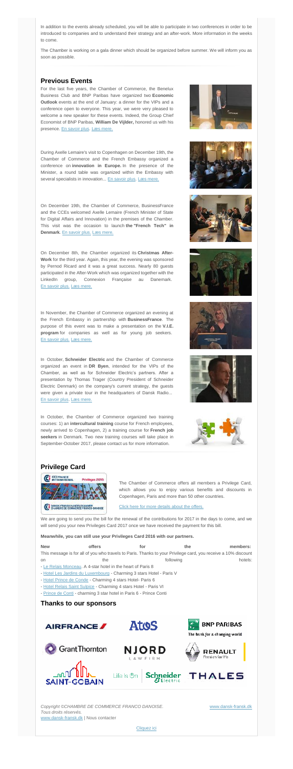In addition to the events already scheduled, you will be able to participate in two conferences in order to be introduced to companies and to understand their strategy and an after-work. More information in the weeks to come.

The Chamber is working on a gala dinner which should be organized before summer. We will inform you as soon as possible.

## Previous Events

For the last five years, the Chamber of Commerce, the Benelux Business Club and BNP Paribas have organized two **Economic Outlook** events at the end of January: a dinner for the VIPs and a conference open to everyone. This year, we were very pleased to welcome a new speaker for these events. Indeed, the Group Chief Economist of BNP Paribas, **William De Vijlder,** honored us with his presence. En savoir plus. Læs mere.

During Axelle Lemaire's visit to Copenhagen on December 19th, the Chamber of Commerce and the French Embassy organized a conference on **innovation in Europe.** In the presence of the Minister, a round table was organized within the Embassy with several specialists in innovation... En savoir plus. Læs mere.

On December 19th, the Chamber of Commerce, BusinessFrance and the CCEs welcomed Axelle Lemaire (French Minister of State for Digital Affairs and Innovation) in the premises of the Chamber. This visit was the occasion to launch **the "French Tech" in Denmark**. En savoir plus. Læs mere.

On December 8th, the Chamber organized its **Christmas After-Work** for the third year. Again, this year, the evening was sponsored by Pernod Ricard and it was a great success. Nearly 80 guests participated in the After-Work which was organized together with the LinkedIn group, Connexion Française au Danemark. En savoir plus. Læs mere.

In November, the Chamber of Commerce organized an evening at the French Embassy in partnership with **BusinessFrance**. The purpose of this event was to make a presentation on the **V.I.E. program** for companies as well as for young job seekers. En savoir plus. Læs mere.

In October, **Schneider Electric** and the Chamber of Commerce organized an event in **DR Byen**, intended for the VIPs of the Chamber, as well as for Schneider Electric's partners. After a presentation by Thomas Trager (Country President of Schneider Electric Denmark) on the company's current strategy, the guests were given a private tour in the headquarters of Dansk Radio... En savoir plus. Læs mere.

In October, the Chamber of Commerce organized two training courses: 1) an **intercultural training** course for French employees, newly arrived to Copenhagen, 2) a training course for **French job seekers** in Denmark. Two new training courses will take place in September-October 2017, please contact us for more information.

## Privilege Card

The Chamber of Commerce offers all members a Privilege Card, which allows you to enjoy various benefits and discounts in Copenhagen, Paris and more than 50 other countries.

Click here for more details about the offers.

We are going to send you the bill for the renewal of the contributions for 2017 in the days to come, and we will send you your new Privileges Card 2017 once we have received the payment for this bill.

**Meanwhile, you can still use your Privileges Card 2016 with our partners.**

**New offers for the members:**
This message is for all of you who travels to Paris. Thanks to your Privilege card, you receive a 10% discount on the following hotels:

- Le Relais Monceau. A 4-star hotel in the heart of Paris 8
- Hotel Les Jardins du Luxembourg - Charming 3 stars Hotel - Paris V
- Hotel Prince de Conde - Charming 4 stars Hotel- Paris 6
- Hotel Relais Saint Sulpice - Charming 4 stars Hotel - Paris VI
- Prince de Conti - charming 3 star hotel in Paris 6 - Prince Conti

## Thanks to our sponsors

AIRFRANCE, Atos, BNP PARIBAS, Grant Thornton, NJORD LAW FIRM, RENAULT, SAINT-GOBAIN, Schneider Electric, THALES

*Copyright ©CHAMBRE DE COMMERCE FRANCO DANOISE.* www.dansk-fransk.dk
*Tous droits réservés.*
www.dansk-fransk.dk | Nous contacter

Cliquez ici